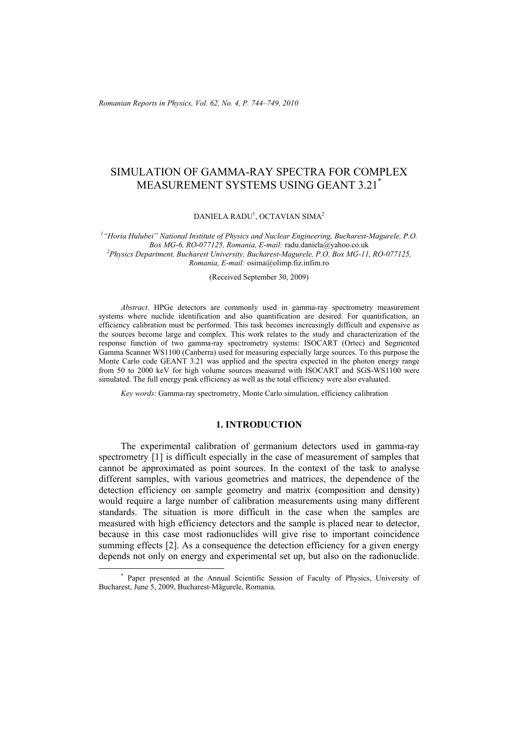# SIMULATION OF GAMMA-RAY SPECTRA FOR COMPLEX MEASUREMENT SYSTEMS USING GEANT 3.21*

DANIELA RADU[1], OCTAVIAN SIMA[2]

[1] *"Horia Hulubei" National Institute of Physics and Nuclear Engineering, Bucharest-Magurele, P.O. Box MG-6, RO-077125, Romania, E-mail:* radu.daniela@yahoo.co.uk

[2] *Physics Department, Bucharest University, Bucharest-Magurele, P.O. Box MG-11, RO-077125, Romania, E-mail:* osima@olimp.fiz.infim.ro

(Received September 30, 2009)

*Abstract*. HPGe detectors are commonly used in gamma-ray spectrometry measurement systems where nuclide identification and also quantification are desired. For quantification, an efficiency calibration must be performed. This task becomes increasingly difficult and expensive as the sources become large and complex. This work relates to the study and characterization of the response function of two gamma-ray spectrometry systems: ISOCART (Ortec) and Segmented Gamma Scanner WS1100 (Canberra) used for measuring especially large sources. To this purpose the Monte Carlo code GEANT 3.21 was applied and the spectra expected in the photon energy range from 50 to 2000 keV for high volume sources measured with ISOCART and SGS-WS1100 were simulated. The full energy peak efficiency as well as the total efficiency were also evaluated.

*Key words*: Gamma-ray spectrometry, Monte Carlo simulation, efficiency calibration

## 1. INTRODUCTION

The experimental calibration of germanium detectors used in gamma-ray spectrometry [1] is difficult especially in the case of measurement of samples that cannot be approximated as point sources. In the context of the task to analyse different samples, with various geometries and matrices, the dependence of the detection efficiency on sample geometry and matrix (composition and density) would require a large number of calibration measurements using many different standards. The situation is more difficult in the case when the samples are measured with high efficiency detectors and the sample is placed near to detector, because in this case most radionuclides will give rise to important coincidence summing effects [2]. As a consequence the detection efficiency for a given energy depends not only on energy and experimental set up, but also on the radionuclide.

* Paper presented at the Annual Scientific Session of Faculty of Physics, University of Bucharest, June 5, 2009, Bucharest-Măgurele, Romania.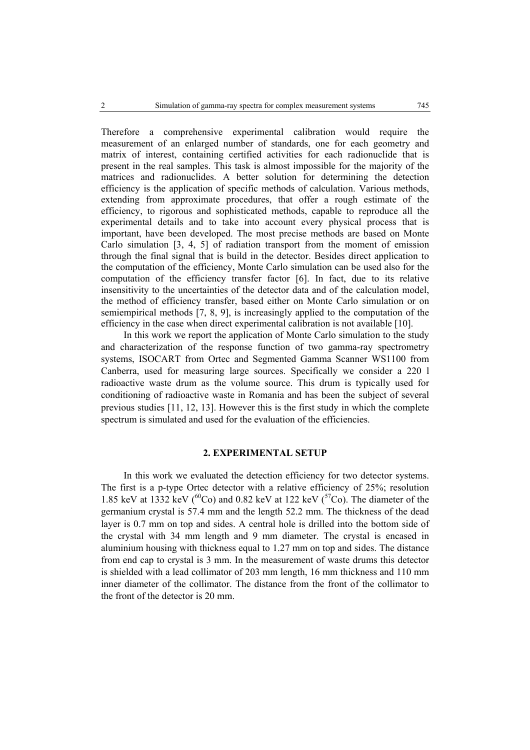Therefore a comprehensive experimental calibration would require the measurement of an enlarged number of standards, one for each geometry and matrix of interest, containing certified activities for each radionuclide that is present in the real samples. This task is almost impossible for the majority of the matrices and radionuclides. A better solution for determining the detection efficiency is the application of specific methods of calculation. Various methods, extending from approximate procedures, that offer a rough estimate of the efficiency, to rigorous and sophisticated methods, capable to reproduce all the experimental details and to take into account every physical process that is important, have been developed. The most precise methods are based on Monte Carlo simulation [3, 4, 5] of radiation transport from the moment of emission through the final signal that is build in the detector. Besides direct application to the computation of the efficiency, Monte Carlo simulation can be used also for the computation of the efficiency transfer factor [6]. In fact, due to its relative insensitivity to the uncertainties of the detector data and of the calculation model, the method of efficiency transfer, based either on Monte Carlo simulation or on semiempirical methods [7, 8, 9], is increasingly applied to the computation of the efficiency in the case when direct experimental calibration is not available [10].

In this work we report the application of Monte Carlo simulation to the study and characterization of the response function of two gamma-ray spectrometry systems, ISOCART from Ortec and Segmented Gamma Scanner WS1100 from Canberra, used for measuring large sources. Specifically we consider a 220 l radioactive waste drum as the volume source. This drum is typically used for conditioning of radioactive waste in Romania and has been the subject of several previous studies [11, 12, 13]. However this is the first study in which the complete spectrum is simulated and used for the evaluation of the efficiencies.

## 2. EXPERIMENTAL SETUP

In this work we evaluated the detection efficiency for two detector systems. The first is a p-type Ortec detector with a relative efficiency of 25%; resolution 1.85 keV at 1332 keV ($^{60}$Co) and 0.82 keV at 122 keV ($^{57}$Co). The diameter of the germanium crystal is 57.4 mm and the length 52.2 mm. The thickness of the dead layer is 0.7 mm on top and sides. A central hole is drilled into the bottom side of the crystal with 34 mm length and 9 mm diameter. The crystal is encased in aluminium housing with thickness equal to 1.27 mm on top and sides. The distance from end cap to crystal is 3 mm. In the measurement of waste drums this detector is shielded with a lead collimator of 203 mm length, 16 mm thickness and 110 mm inner diameter of the collimator. The distance from the front of the collimator to the front of the detector is 20 mm.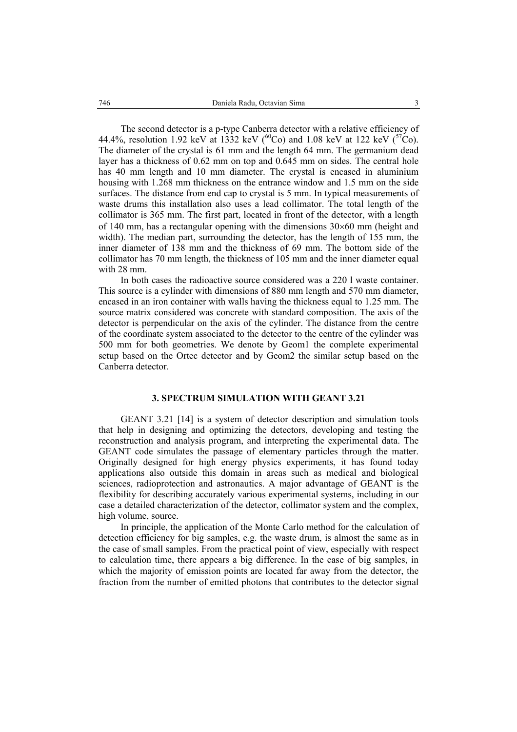The second detector is a p-type Canberra detector with a relative efficiency of 44.4%, resolution 1.92 keV at 1332 keV ($^{60}$Co) and 1.08 keV at 122 keV ($^{57}$Co). The diameter of the crystal is 61 mm and the length 64 mm. The germanium dead layer has a thickness of 0.62 mm on top and 0.645 mm on sides. The central hole has 40 mm length and 10 mm diameter. The crystal is encased in aluminium housing with 1.268 mm thickness on the entrance window and 1.5 mm on the side surfaces. The distance from end cap to crystal is 5 mm. In typical measurements of waste drums this installation also uses a lead collimator. The total length of the collimator is 365 mm. The first part, located in front of the detector, with a length of 140 mm, has a rectangular opening with the dimensions 30×60 mm (height and width). The median part, surrounding the detector, has the length of 155 mm, the inner diameter of 138 mm and the thickness of 69 mm. The bottom side of the collimator has 70 mm length, the thickness of 105 mm and the inner diameter equal with 28 mm.

In both cases the radioactive source considered was a 220 l waste container. This source is a cylinder with dimensions of 880 mm length and 570 mm diameter, encased in an iron container with walls having the thickness equal to 1.25 mm. The source matrix considered was concrete with standard composition. The axis of the detector is perpendicular on the axis of the cylinder. The distance from the centre of the coordinate system associated to the detector to the centre of the cylinder was 500 mm for both geometries. We denote by Geom1 the complete experimental setup based on the Ortec detector and by Geom2 the similar setup based on the Canberra detector.

## 3. SPECTRUM SIMULATION WITH GEANT 3.21

GEANT 3.21 [14] is a system of detector description and simulation tools that help in designing and optimizing the detectors, developing and testing the reconstruction and analysis program, and interpreting the experimental data. The GEANT code simulates the passage of elementary particles through the matter. Originally designed for high energy physics experiments, it has found today applications also outside this domain in areas such as medical and biological sciences, radioprotection and astronautics. A major advantage of GEANT is the flexibility for describing accurately various experimental systems, including in our case a detailed characterization of the detector, collimator system and the complex, high volume, source.

In principle, the application of the Monte Carlo method for the calculation of detection efficiency for big samples, e.g. the waste drum, is almost the same as in the case of small samples. From the practical point of view, especially with respect to calculation time, there appears a big difference. In the case of big samples, in which the majority of emission points are located far away from the detector, the fraction from the number of emitted photons that contributes to the detector signal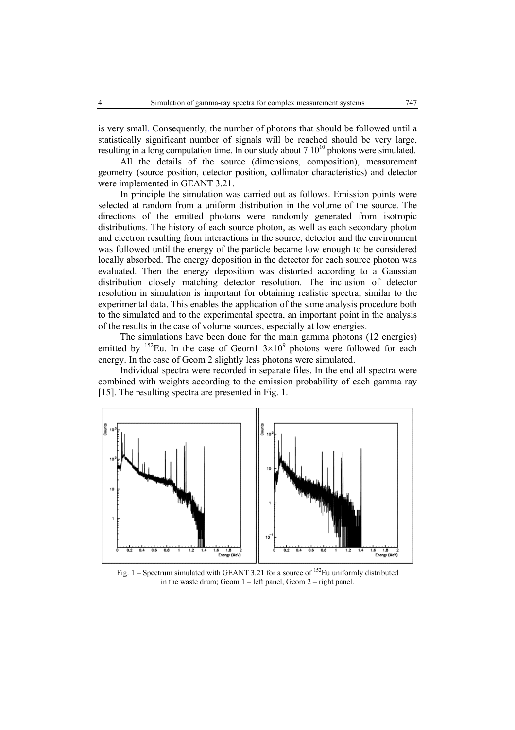is very small. Consequently, the number of photons that should be followed until a statistically significant number of signals will be reached should be very large, resulting in a long computation time. In our study about $7\ 10^{10}$ photons were simulated.

All the details of the source (dimensions, composition), measurement geometry (source position, detector position, collimator characteristics) and detector were implemented in GEANT 3.21.

In principle the simulation was carried out as follows. Emission points were selected at random from a uniform distribution in the volume of the source. The directions of the emitted photons were randomly generated from isotropic distributions. The history of each source photon, as well as each secondary photon and electron resulting from interactions in the source, detector and the environment was followed until the energy of the particle became low enough to be considered locally absorbed. The energy deposition in the detector for each source photon was evaluated. Then the energy deposition was distorted according to a Gaussian distribution closely matching detector resolution. The inclusion of detector resolution in simulation is important for obtaining realistic spectra, similar to the experimental data. This enables the application of the same analysis procedure both to the simulated and to the experimental spectra, an important point in the analysis of the results in the case of volume sources, especially at low energies.

The simulations have been done for the main gamma photons (12 energies) emitted by $^{152}$Eu. In the case of Geom1 $3\times10^9$ photons were followed for each energy. In the case of Geom 2 slightly less photons were simulated.

Individual spectra were recorded in separate files. In the end all spectra were combined with weights according to the emission probability of each gamma ray [15]. The resulting spectra are presented in Fig. 1.

Fig. 1 – Spectrum simulated with GEANT 3.21 for a source of $^{152}$Eu uniformly distributed in the waste drum; Geom 1 – left panel, Geom 2 – right panel.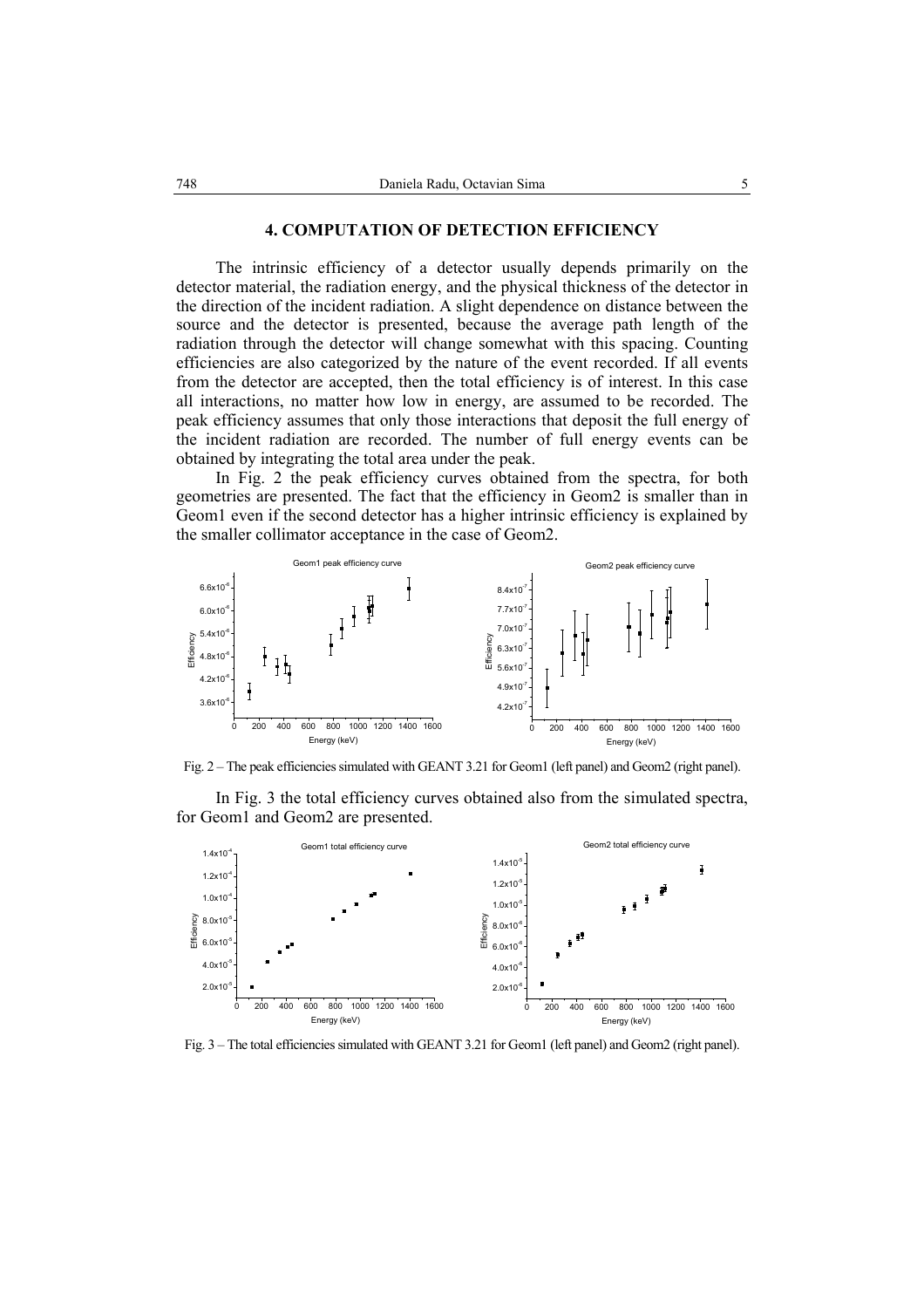## 4. COMPUTATION OF DETECTION EFFICIENCY

The intrinsic efficiency of a detector usually depends primarily on the detector material, the radiation energy, and the physical thickness of the detector in the direction of the incident radiation. A slight dependence on distance between the source and the detector is presented, because the average path length of the radiation through the detector will change somewhat with this spacing. Counting efficiencies are also categorized by the nature of the event recorded. If all events from the detector are accepted, then the total efficiency is of interest. In this case all interactions, no matter how low in energy, are assumed to be recorded. The peak efficiency assumes that only those interactions that deposit the full energy of the incident radiation are recorded. The number of full energy events can be obtained by integrating the total area under the peak.

In Fig. 2 the peak efficiency curves obtained from the spectra, for both geometries are presented. The fact that the efficiency in Geom2 is smaller than in Geom1 even if the second detector has a higher intrinsic efficiency is explained by the smaller collimator acceptance in the case of Geom2.

Fig. 2 – The peak efficiencies simulated with GEANT 3.21 for Geom1 (left panel) and Geom2 (right panel).

In Fig. 3 the total efficiency curves obtained also from the simulated spectra, for Geom1 and Geom2 are presented.

Fig. 3 – The total efficiencies simulated with GEANT 3.21 for Geom1 (left panel) and Geom2 (right panel).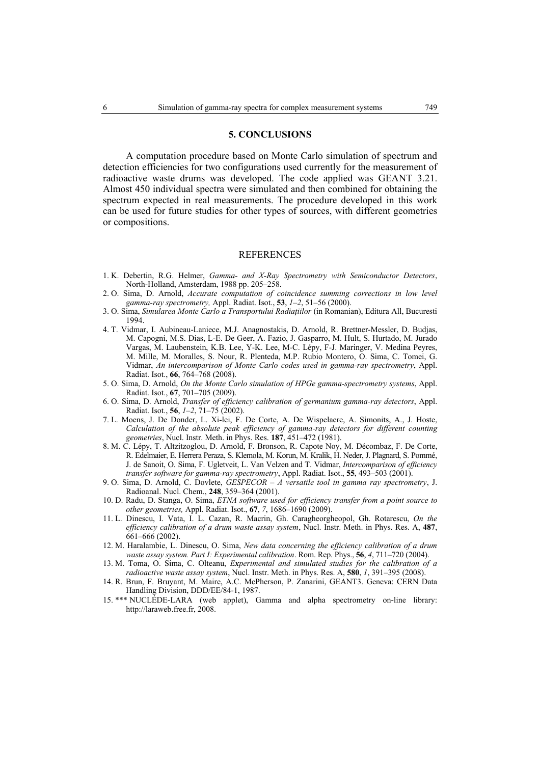## 5. CONCLUSIONS

A computation procedure based on Monte Carlo simulation of spectrum and detection efficiencies for two configurations used currently for the measurement of radioactive waste drums was developed. The code applied was GEANT 3.21. Almost 450 individual spectra were simulated and then combined for obtaining the spectrum expected in real measurements. The procedure developed in this work can be used for future studies for other types of sources, with different geometries or compositions.

## REFERENCES

1. K. Debertin, R.G. Helmer, *Gamma- and X-Ray Spectrometry with Semiconductor Detectors*, North-Holland, Amsterdam, 1988 pp. 205–258.
2. O. Sima, D. Arnold, *Accurate computation of coincidence summing corrections in low level gamma-ray spectrometry,* Appl. Radiat. Isot., **53**, *1–2*, 51–56 (2000).
3. O. Sima, *Simularea Monte Carlo a Transportului Radiațiilor* (in Romanian), Editura All, Bucuresti 1994.
4. T. Vidmar, I. Aubineau-Laniece, M.J. Anagnostakis, D. Arnold, R. Brettner-Messler, D. Budjas, M. Capogni, M.S. Dias, L-E. De Geer, A. Fazio, J. Gasparro, M. Hult, S. Hurtado, M. Jurado Vargas, M. Laubenstein, K.B. Lee, Y-K. Lee, M-C. Lépy, F-J. Maringer, V. Medina Peyres, M. Mille, M. Moralles, S. Nour, R. Plenteda, M.P. Rubio Montero, O. Sima, C. Tomei, G. Vidmar, *An intercomparison of Monte Carlo codes used in gamma-ray spectrometry*, Appl. Radiat. Isot., **66**, 764–768 (2008).
5. O. Sima, D. Arnold, *On the Monte Carlo simulation of HPGe gamma-spectrometry systems*, Appl. Radiat. Isot., **67**, 701–705 (2009).
6. O. Sima, D. Arnold, *Transfer of efficiency calibration of germanium gamma-ray detectors*, Appl. Radiat. Isot., **56**, *1–2*, 71–75 (2002).
7. L. Moens, J. De Donder, L. Xi-lei, F. De Corte, A. De Wispelaere, A. Simonits, A., J. Hoste, *Calculation of the absolute peak efficiency of gamma-ray detectors for different counting geometries*, Nucl. Instr. Meth. in Phys. Res. **187**, 451–472 (1981).
8. M. C. Lépy, T. Altzitzoglou, D. Arnold, F. Bronson, R. Capote Noy, M. Décombaz, F. De Corte, R. Edelmaier, E. Herrera Peraza, S. Klemola, M. Korun, M. Kralik, H. Neder, J. Plagnard, S. Pommé, J. de Sanoit, O. Sima, F. Ugletveit, L. Van Velzen and T. Vidmar, *Intercomparison of efficiency transfer software for gamma-ray spectrometry*, Appl. Radiat. Isot., **55**, 493–503 (2001).
9. O. Sima, D. Arnold, C. Dovlete, *GESPECOR – A versatile tool in gamma ray spectrometry*, J. Radioanal. Nucl. Chem., **248**, 359–364 (2001).
10. D. Radu, D. Stanga, O. Sima, *ETNA software used for efficiency transfer from a point source to other geometries,* Appl. Radiat. Isot., **67**, *7*, 1686–1690 (2009).
11. L. Dinescu, I. Vata, I. L. Cazan, R. Macrin, Gh. Caragheorgheopol, Gh. Rotarescu, *On the efficiency calibration of a drum waste assay system*, Nucl. Instr. Meth. in Phys. Res. A, **487**, 661–666 (2002).
12. M. Haralambie, L. Dinescu, O. Sima, *New data concerning the efficiency calibration of a drum waste assay system. Part I: Experimental calibration*. Rom. Rep. Phys., **56**, *4*, 711–720 (2004).
13. M. Toma, O. Sima, C. Olteanu, *Experimental and simulated studies for the calibration of a radioactive waste assay system*, Nucl. Instr. Meth. in Phys. Res. A, **580**, *1*, 391–395 (2008).
14. R. Brun, F. Bruyant, M. Maire, A.C. McPherson, P. Zanarini, GEANT3. Geneva: CERN Data Handling Division, DDD/EE/84-1, 1987.
15. *** NUCLÉDE-LARA (web applet), Gamma and alpha spectrometry on-line library: http://laraweb.free.fr, 2008.